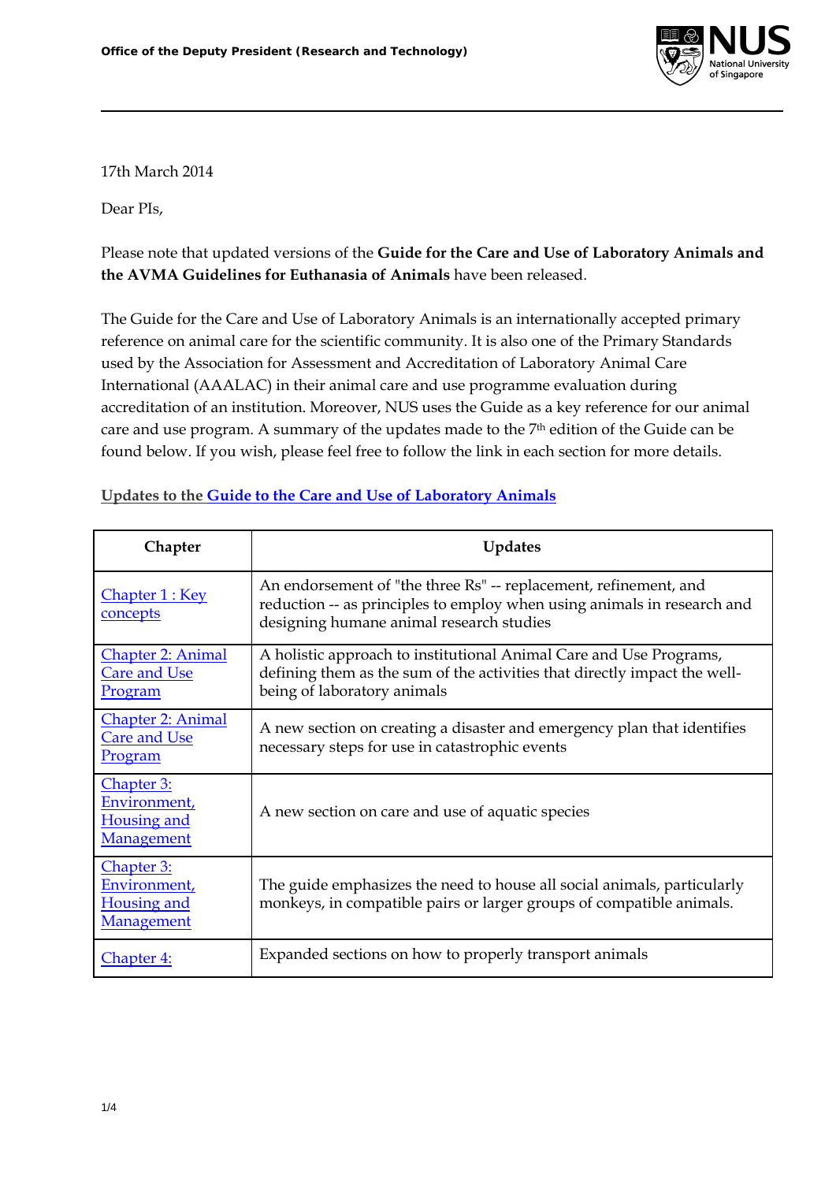Office of the Deputy President (Research and Technology)

17th March 2014

Dear PIs,

Please note that updated versions of the **Guide for the Care and Use of Laboratory Animals and the AVMA Guidelines for Euthanasia of Animals** have been released.

The Guide for the Care and Use of Laboratory Animals is an internationally accepted primary reference on animal care for the scientific community. It is also one of the Primary Standards used by the Association for Assessment and Accreditation of Laboratory Animal Care International (AAALAC) in their animal care and use programme evaluation during accreditation of an institution. Moreover, NUS uses the Guide as a key reference for our animal care and use program. A summary of the updates made to the 7th edition of the Guide can be found below. If you wish, please feel free to follow the link in each section for more details.

## Updates to the Guide to the Care and Use of Laboratory Animals

| Chapter | Updates |
|---|---|
| Chapter 1 : Key concepts | An endorsement of "the three Rs" -- replacement, refinement, and reduction -- as principles to employ when using animals in research and designing humane animal research studies |
| Chapter 2: Animal Care and Use Program | A holistic approach to institutional Animal Care and Use Programs, defining them as the sum of the activities that directly impact the well-being of laboratory animals |
| Chapter 2: Animal Care and Use Program | A new section on creating a disaster and emergency plan that identifies necessary steps for use in catastrophic events |
| Chapter 3: Environment, Housing and Management | A new section on care and use of aquatic species |
| Chapter 3: Environment, Housing and Management | The guide emphasizes the need to house all social animals, particularly monkeys, in compatible pairs or larger groups of compatible animals. |
| Chapter 4: | Expanded sections on how to properly transport animals |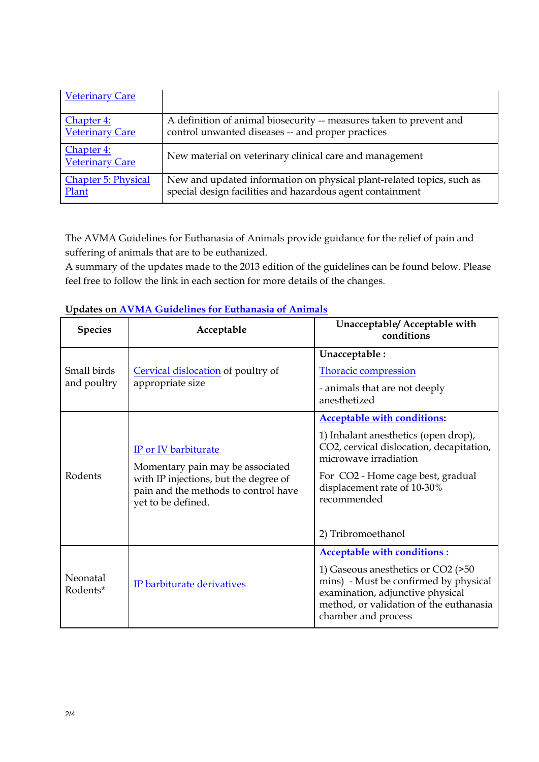| | |
|---|---|
| Veterinary Care | |
| Chapter 4: Veterinary Care | A definition of animal biosecurity -- measures taken to prevent and control unwanted diseases -- and proper practices |
| Chapter 4: Veterinary Care | New material on veterinary clinical care and management |
| Chapter 5: Physical Plant | New and updated information on physical plant-related topics, such as special design facilities and hazardous agent containment |

The AVMA Guidelines for Euthanasia of Animals provide guidance for the relief of pain and suffering of animals that are to be euthanized.
A summary of the updates made to the 2013 edition of the guidelines can be found below. Please feel free to follow the link in each section for more details of the changes.

**Updates on AVMA Guidelines for Euthanasia of Animals**

| Species | Acceptable | Unacceptable/ Acceptable with conditions |
|---|---|---|
| Small birds and poultry | Cervical dislocation of poultry of appropriate size | **Unacceptable :** Thoracic compression - animals that are not deeply anesthetized |
| Rodents | IP or IV barbiturate Momentary pain may be associated with IP injections, but the degree of pain and the methods to control have yet to be defined. | **Acceptable with conditions:** 1) Inhalant anesthetics (open drop), $CO_2$, cervical dislocation, decapitation, microwave irradiation For $CO_2$ - Home cage best, gradual displacement rate of 10-30% recommended 2) Tribromoethanol |
| Neonatal Rodents* | IP barbiturate derivatives | **Acceptable with conditions :** 1) Gaseous anesthetics or $CO_2$ (>50 mins) - Must be confirmed by physical examination, adjunctive physical method, or validation of the euthanasia chamber and process |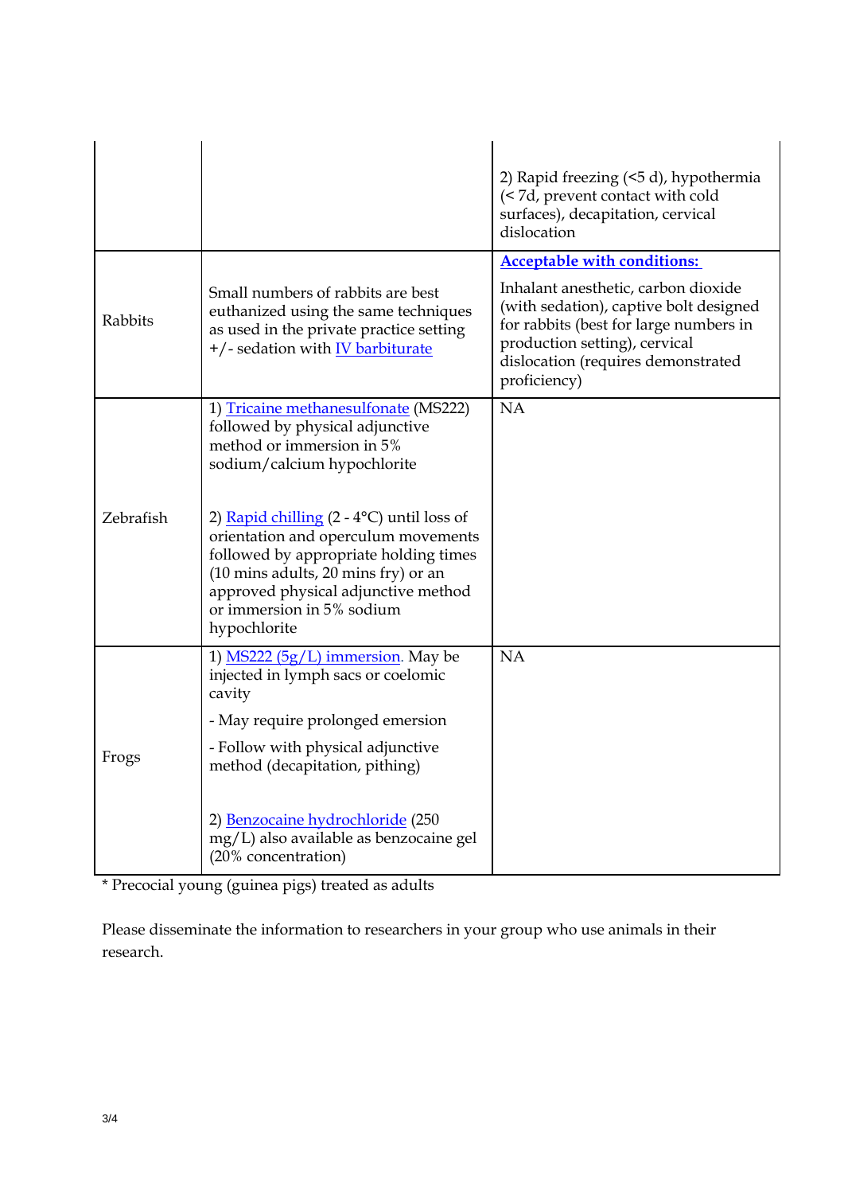| | | |
|---|---|---|
| | | 2) Rapid freezing (<5 d), hypothermia (< 7d, prevent contact with cold surfaces), decapitation, cervical dislocation |
| Rabbits | Small numbers of rabbits are best euthanized using the same techniques as used in the private practice setting +/- sedation with IV barbiturate | **Acceptable with conditions:** <br><br> Inhalant anesthetic, carbon dioxide (with sedation), captive bolt designed for rabbits (best for large numbers in production setting), cervical dislocation (requires demonstrated proficiency) |
| Zebrafish | 1) Tricaine methanesulfonate (MS222) followed by physical adjunctive method or immersion in 5% sodium/calcium hypochlorite <br><br> 2) Rapid chilling (2 - 4°C) until loss of orientation and operculum movements followed by appropriate holding times (10 mins adults, 20 mins fry) or an approved physical adjunctive method or immersion in 5% sodium hypochlorite | NA |
| Frogs | 1) MS222 (5g/L) immersion. May be injected in lymph sacs or coelomic cavity <br><br> - May require prolonged emersion <br><br> - Follow with physical adjunctive method (decapitation, pithing) <br><br> 2) Benzocaine hydrochloride (250 mg/L) also available as benzocaine gel (20% concentration) | NA |

* Precocial young (guinea pigs) treated as adults

Please disseminate the information to researchers in your group who use animals in their research.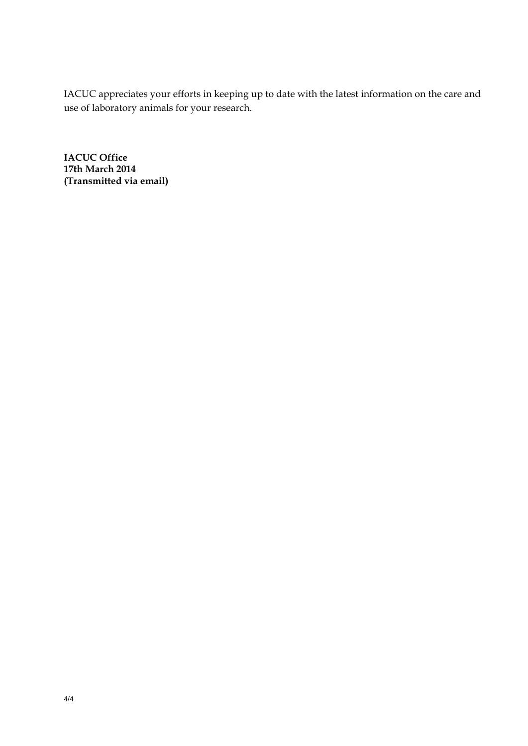IACUC appreciates your efforts in keeping up to date with the latest information on the care and use of laboratory animals for your research.

**IACUC Office**
**17th March 2014**
**(Transmitted via email)**